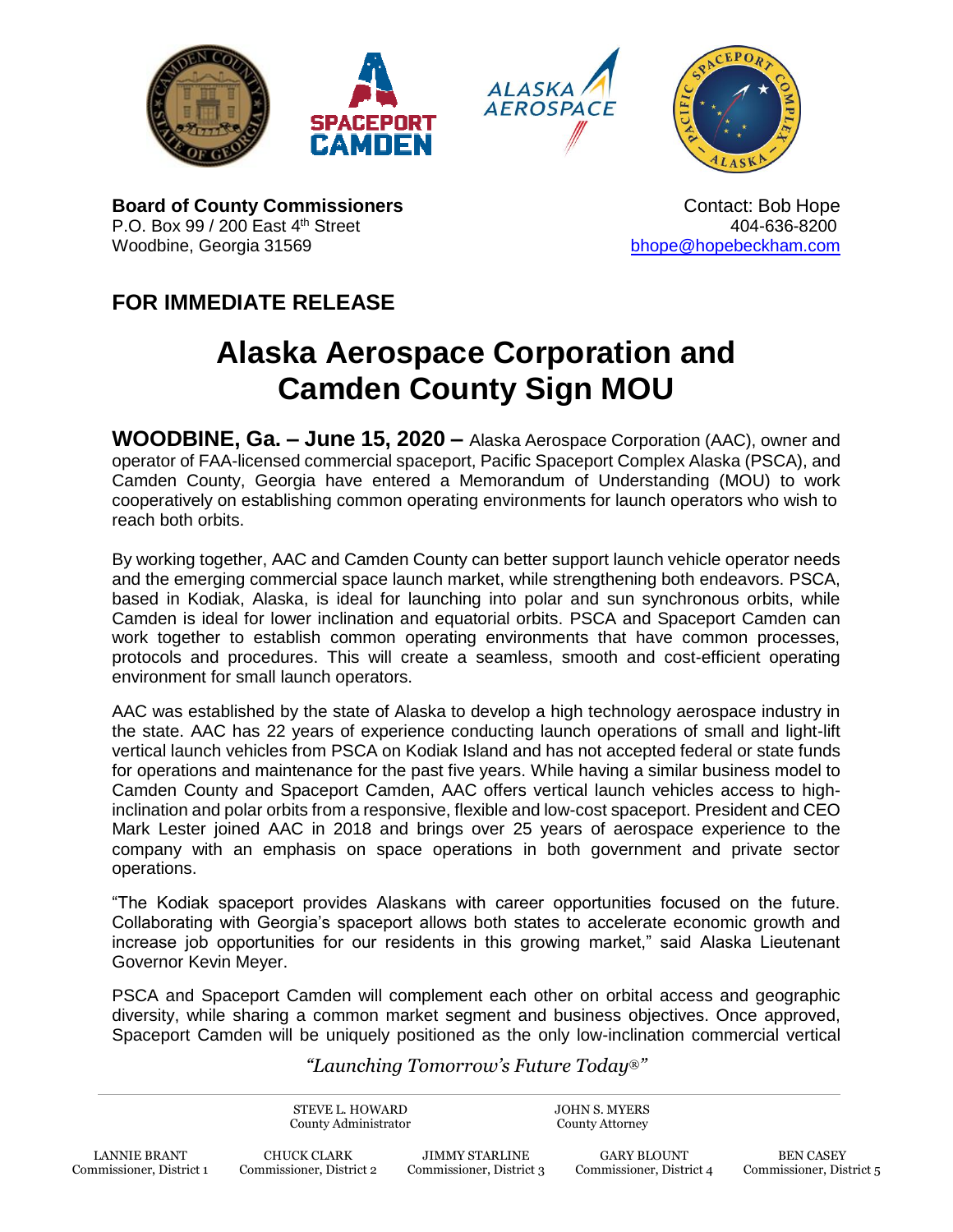**Board of County Commissioners**
P.O. Box 99 / 200 East 4th Street
Woodbine, Georgia 31569

Contact: Bob Hope
404-636-8200
bhope@hopebeckham.com

## FOR IMMEDIATE RELEASE

# Alaska Aerospace Corporation and Camden County Sign MOU

**WOODBINE, Ga. – June 15, 2020 –** Alaska Aerospace Corporation (AAC), owner and operator of FAA-licensed commercial spaceport, Pacific Spaceport Complex Alaska (PSCA), and Camden County, Georgia have entered a Memorandum of Understanding (MOU) to work cooperatively on establishing common operating environments for launch operators who wish to reach both orbits.

By working together, AAC and Camden County can better support launch vehicle operator needs and the emerging commercial space launch market, while strengthening both endeavors. PSCA, based in Kodiak, Alaska, is ideal for launching into polar and sun synchronous orbits, while Camden is ideal for lower inclination and equatorial orbits. PSCA and Spaceport Camden can work together to establish common operating environments that have common processes, protocols and procedures. This will create a seamless, smooth and cost-efficient operating environment for small launch operators.

AAC was established by the state of Alaska to develop a high technology aerospace industry in the state. AAC has 22 years of experience conducting launch operations of small and light-lift vertical launch vehicles from PSCA on Kodiak Island and has not accepted federal or state funds for operations and maintenance for the past five years. While having a similar business model to Camden County and Spaceport Camden, AAC offers vertical launch vehicles access to high-inclination and polar orbits from a responsive, flexible and low-cost spaceport. President and CEO Mark Lester joined AAC in 2018 and brings over 25 years of aerospace experience to the company with an emphasis on space operations in both government and private sector operations.

"The Kodiak spaceport provides Alaskans with career opportunities focused on the future. Collaborating with Georgia's spaceport allows both states to accelerate economic growth and increase job opportunities for our residents in this growing market," said Alaska Lieutenant Governor Kevin Meyer.

PSCA and Spaceport Camden will complement each other on orbital access and geographic diversity, while sharing a common market segment and business objectives. Once approved, Spaceport Camden will be uniquely positioned as the only low-inclination commercial vertical

*"Launching Tomorrow's Future Today®"*

STEVE L. HOWARD
County Administrator

JOHN S. MYERS
County Attorney

LANNIE BRANT
Commissioner, District 1

CHUCK CLARK
Commissioner, District 2

JIMMY STARLINE
Commissioner, District 3

GARY BLOUNT
Commissioner, District 4

BEN CASEY
Commissioner, District 5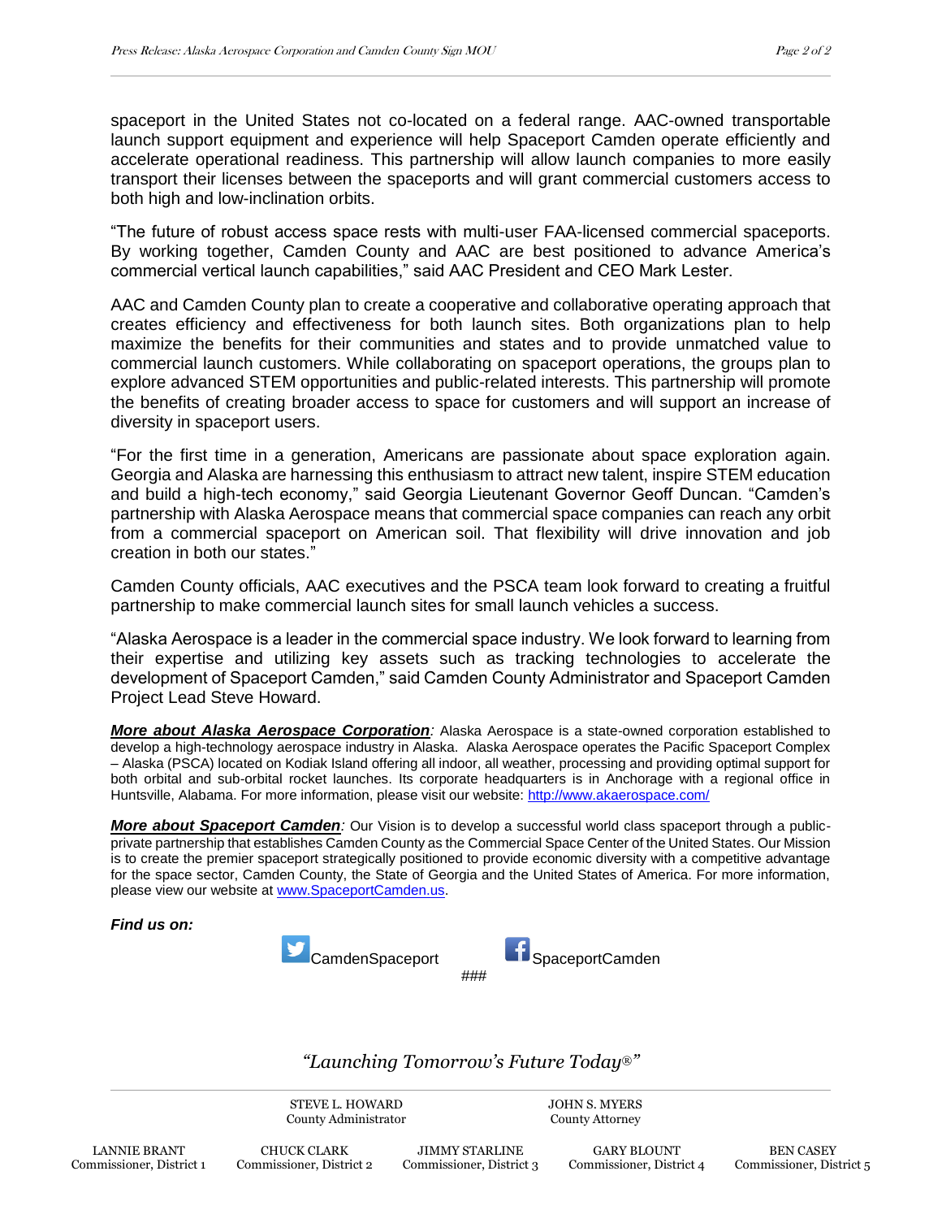spaceport in the United States not co-located on a federal range. AAC-owned transportable launch support equipment and experience will help Spaceport Camden operate efficiently and accelerate operational readiness. This partnership will allow launch companies to more easily transport their licenses between the spaceports and will grant commercial customers access to both high and low-inclination orbits.

"The future of robust access space rests with multi-user FAA-licensed commercial spaceports. By working together, Camden County and AAC are best positioned to advance America's commercial vertical launch capabilities," said AAC President and CEO Mark Lester.

AAC and Camden County plan to create a cooperative and collaborative operating approach that creates efficiency and effectiveness for both launch sites. Both organizations plan to help maximize the benefits for their communities and states and to provide unmatched value to commercial launch customers. While collaborating on spaceport operations, the groups plan to explore advanced STEM opportunities and public-related interests. This partnership will promote the benefits of creating broader access to space for customers and will support an increase of diversity in spaceport users.

"For the first time in a generation, Americans are passionate about space exploration again. Georgia and Alaska are harnessing this enthusiasm to attract new talent, inspire STEM education and build a high-tech economy," said Georgia Lieutenant Governor Geoff Duncan. "Camden's partnership with Alaska Aerospace means that commercial space companies can reach any orbit from a commercial spaceport on American soil. That flexibility will drive innovation and job creation in both our states."

Camden County officials, AAC executives and the PSCA team look forward to creating a fruitful partnership to make commercial launch sites for small launch vehicles a success.

"Alaska Aerospace is a leader in the commercial space industry. We look forward to learning from their expertise and utilizing key assets such as tracking technologies to accelerate the development of Spaceport Camden," said Camden County Administrator and Spaceport Camden Project Lead Steve Howard.

***More about Alaska Aerospace Corporation**:* Alaska Aerospace is a state-owned corporation established to develop a high-technology aerospace industry in Alaska. Alaska Aerospace operates the Pacific Spaceport Complex – Alaska (PSCA) located on Kodiak Island offering all indoor, all weather, processing and providing optimal support for both orbital and sub-orbital rocket launches. Its corporate headquarters is in Anchorage with a regional office in Huntsville, Alabama. For more information, please visit our website: http://www.akaerospace.com/

***More about Spaceport Camden**:* Our Vision is to develop a successful world class spaceport through a public-private partnership that establishes Camden County as the Commercial Space Center of the United States. Our Mission is to create the premier spaceport strategically positioned to provide economic diversity with a competitive advantage for the space sector, Camden County, the State of Georgia and the United States of America. For more information, please view our website at www.SpaceportCamden.us.

***Find us on:***

CamdenSpaceport SpaceportCamden

###

*"Launching Tomorrow's Future Today®"*

STEVE L. HOWARD
County Administrator

JOHN S. MYERS
County Attorney

LANNIE BRANT
Commissioner, District 1

CHUCK CLARK
Commissioner, District 2

JIMMY STARLINE
Commissioner, District 3

GARY BLOUNT
Commissioner, District 4

BEN CASEY
Commissioner, District 5